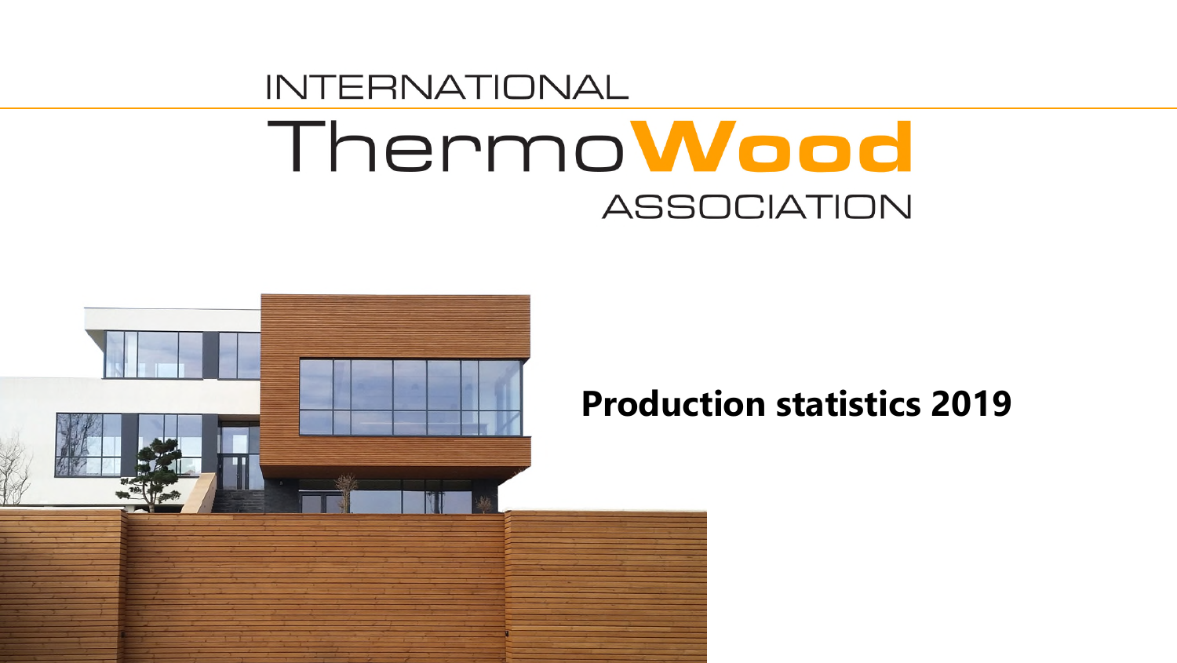# INTERNATIONAL ThermoWood ASSOCIATION

## Production statistics 2019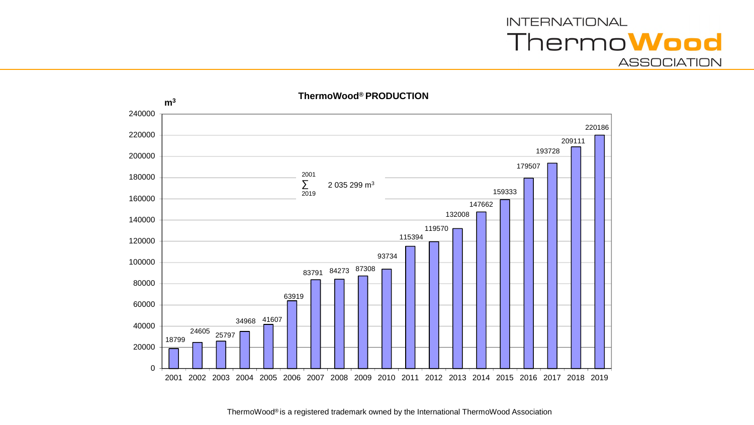## ThermoWood® PRODUCTION

| Year | Production (m³) |
|---|---|
| 2001 | 18799 |
| 2002 | 24605 |
| 2003 | 25797 |
| 2004 | 34968 |
| 2005 | 41607 |
| 2006 | 63919 |
| 2007 | 83791 |
| 2008 | 84273 |
| 2009 | 87308 |
| 2010 | 93734 |
| 2011 | 115394 |
| 2012 | 119570 |
| 2013 | 132008 |
| 2014 | 147662 |
| 2015 | 159333 |
| 2016 | 179507 |
| 2017 | 193728 |
| 2018 | 209111 |
| 2019 | 220186 |

$\sum_{2001}^{2019}$ 2 035 299 $m^3$

ThermoWood® is a registered trademark owned by the International ThermoWood Association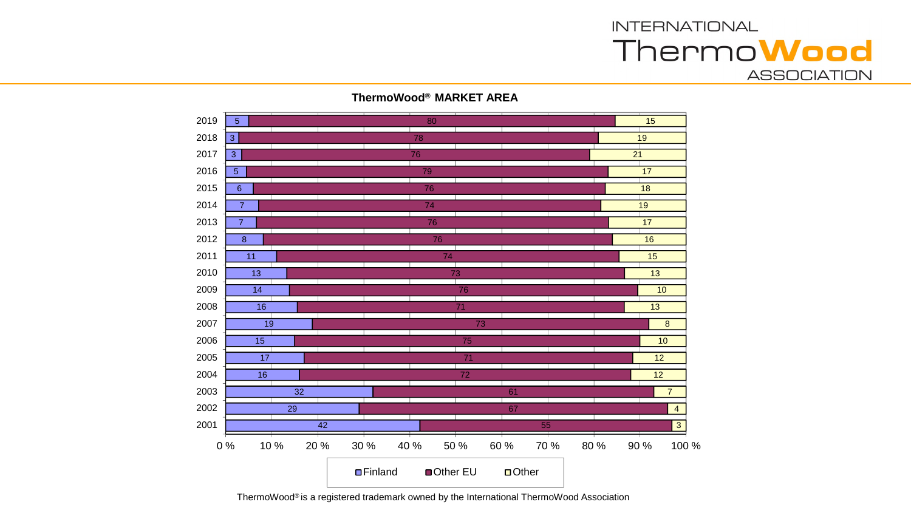INTERNATIONAL ThermoWood ASSOCIATION

**ThermoWood® MARKET AREA**

| Year | Finland | Other EU | Other |
|---|---|---|---|
| 2019 | 5 | 80 | 15 |
| 2018 | 3 | 78 | 19 |
| 2017 | 3 | 76 | 21 |
| 2016 | 5 | 79 | 17 |
| 2015 | 6 | 76 | 18 |
| 2014 | 7 | 74 | 19 |
| 2013 | 7 | 76 | 17 |
| 2012 | 8 | 76 | 16 |
| 2011 | 11 | 74 | 15 |
| 2010 | 13 | 73 | 13 |
| 2009 | 14 | 76 | 10 |
| 2008 | 16 | 71 | 13 |
| 2007 | 19 | 73 | 8 |
| 2006 | 15 | 75 | 10 |
| 2005 | 17 | 71 | 12 |
| 2004 | 16 | 72 | 12 |
| 2003 | 32 | 61 | 7 |
| 2002 | 29 | 67 | 4 |
| 2001 | 42 | 55 | 3 |

ThermoWood® is a registered trademark owned by the International ThermoWood Association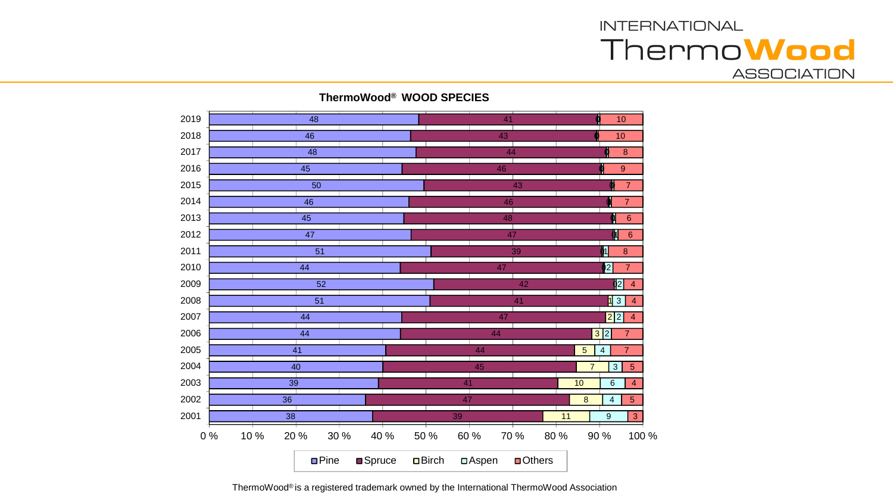**ThermoWood® WOOD SPECIES**

| Year | Pine | Spruce | Birch | Aspen | Others |
|---|---|---|---|---|---|
| 2019 | 48 | 41 | 0 | 0 | 10 |
| 2018 | 46 | 43 | 0 | 0 | 10 |
| 2017 | 48 | 44 | 0 | 0 | 8 |
| 2016 | 45 | 46 | 0 | 0 | 9 |
| 2015 | 50 | 43 | 0 | 0 | 7 |
| 2014 | 46 | 46 | 0 | 0 | 7 |
| 2013 | 45 | 48 | 0 | 0 | 6 |
| 2012 | 47 | 47 | 0 | 1 | 6 |
| 2011 | 51 | 39 | 0 | 1 | 8 |
| 2010 | 44 | 47 | 0 | 2 | 7 |
| 2009 | 52 | 42 | 0 | 2 | 4 |
| 2008 | 51 | 41 | 1 | 3 | 4 |
| 2007 | 44 | 47 | 2 | 2 | 4 |
| 2006 | 44 | 44 | 3 | 2 | 7 |
| 2005 | 41 | 44 | 5 | 4 | 7 |
| 2004 | 40 | 45 | 7 | 3 | 5 |
| 2003 | 39 | 41 | 10 | 6 | 4 |
| 2002 | 36 | 47 | 8 | 4 | 5 |
| 2001 | 38 | 39 | 11 | 9 | 3 |

ThermoWood® is a registered trademark owned by the International ThermoWood Association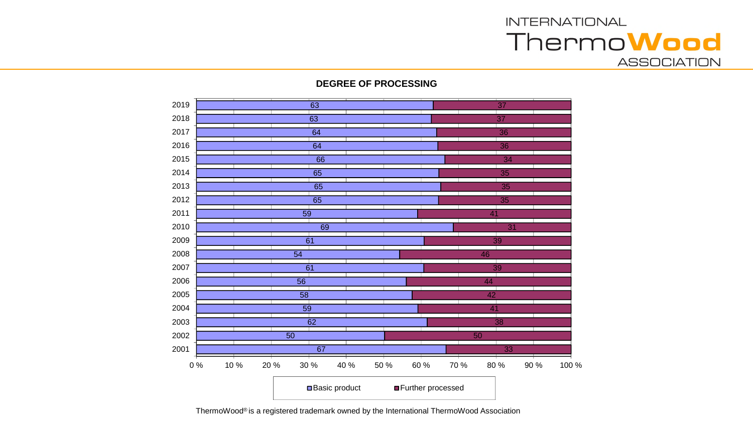INTERNATIONAL **ThermoWood** ASSOCIATION

**DEGREE OF PROCESSING**

| Year | Basic product | Further processed |
|---|---|---|
| 2019 | 63 | 37 |
| 2018 | 63 | 37 |
| 2017 | 64 | 36 |
| 2016 | 64 | 36 |
| 2015 | 66 | 34 |
| 2014 | 65 | 35 |
| 2013 | 65 | 35 |
| 2012 | 65 | 35 |
| 2011 | 59 | 41 |
| 2010 | 69 | 31 |
| 2009 | 61 | 39 |
| 2008 | 54 | 46 |
| 2007 | 61 | 39 |
| 2006 | 56 | 44 |
| 2005 | 58 | 42 |
| 2004 | 59 | 41 |
| 2003 | 62 | 38 |
| 2002 | 50 | 50 |
| 2001 | 67 | 33 |

ThermoWood® is a registered trademark owned by the International ThermoWood Association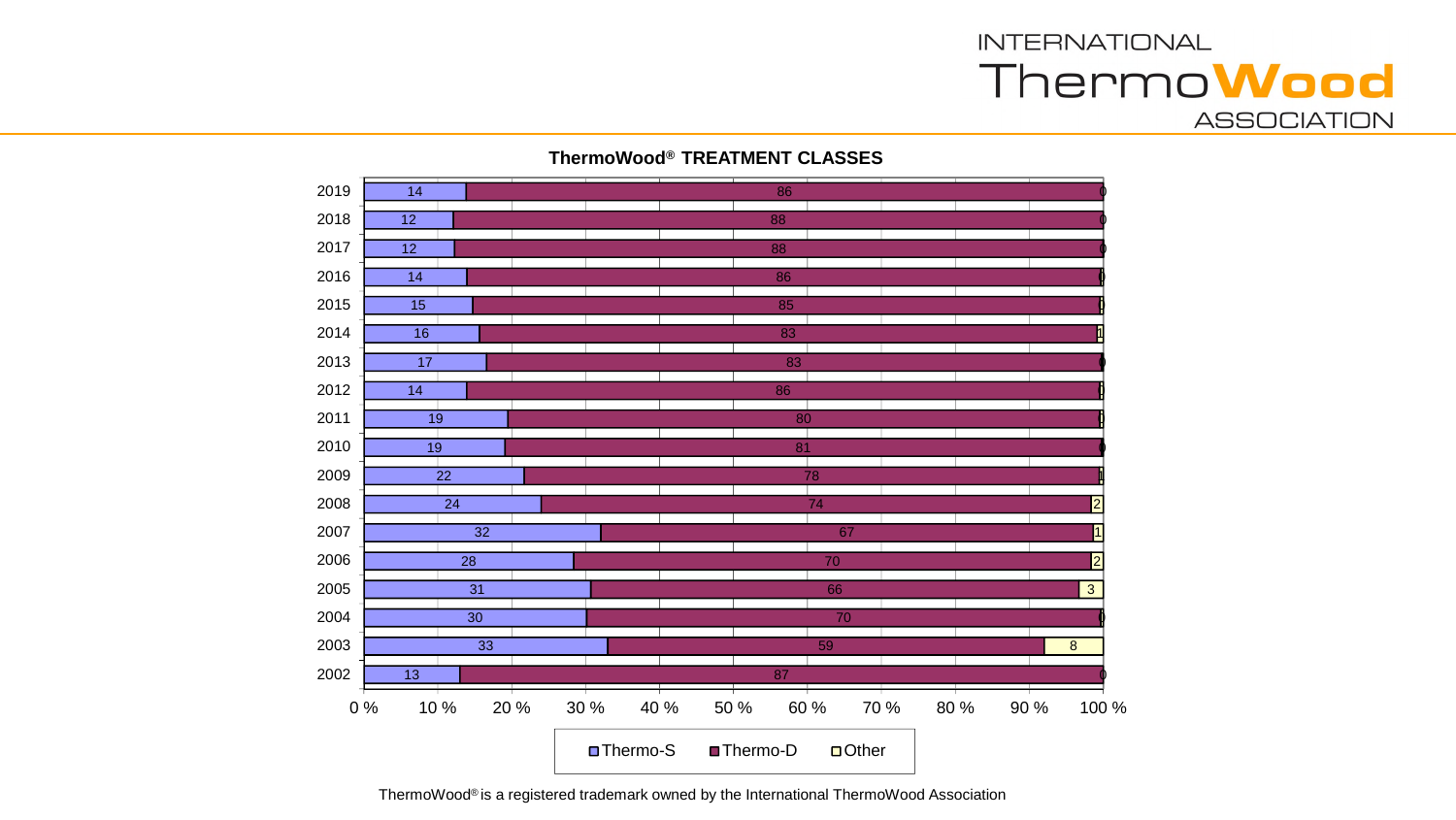**ThermoWood® TREATMENT CLASSES**

| Year | Thermo-S | Thermo-D | Other |
|---|---|---|---|
| 2019 | 14 | 86 | 0 |
| 2018 | 12 | 88 | 0 |
| 2017 | 12 | 88 | 0 |
| 2016 | 14 | 86 | 0 |
| 2015 | 15 | 85 | 0 |
| 2014 | 16 | 83 | 1 |
| 2013 | 17 | 83 | 0 |
| 2012 | 14 | 86 | 0 |
| 2011 | 19 | 80 | 0 |
| 2010 | 19 | 81 | 0 |
| 2009 | 22 | 78 | 1 |
| 2008 | 24 | 74 | 2 |
| 2007 | 32 | 67 | 1 |
| 2006 | 28 | 70 | 2 |
| 2005 | 31 | 66 | 3 |
| 2004 | 30 | 70 | 0 |
| 2003 | 33 | 59 | 8 |
| 2002 | 13 | 87 | 0 |

ThermoWood® is a registered trademark owned by the International ThermoWood Association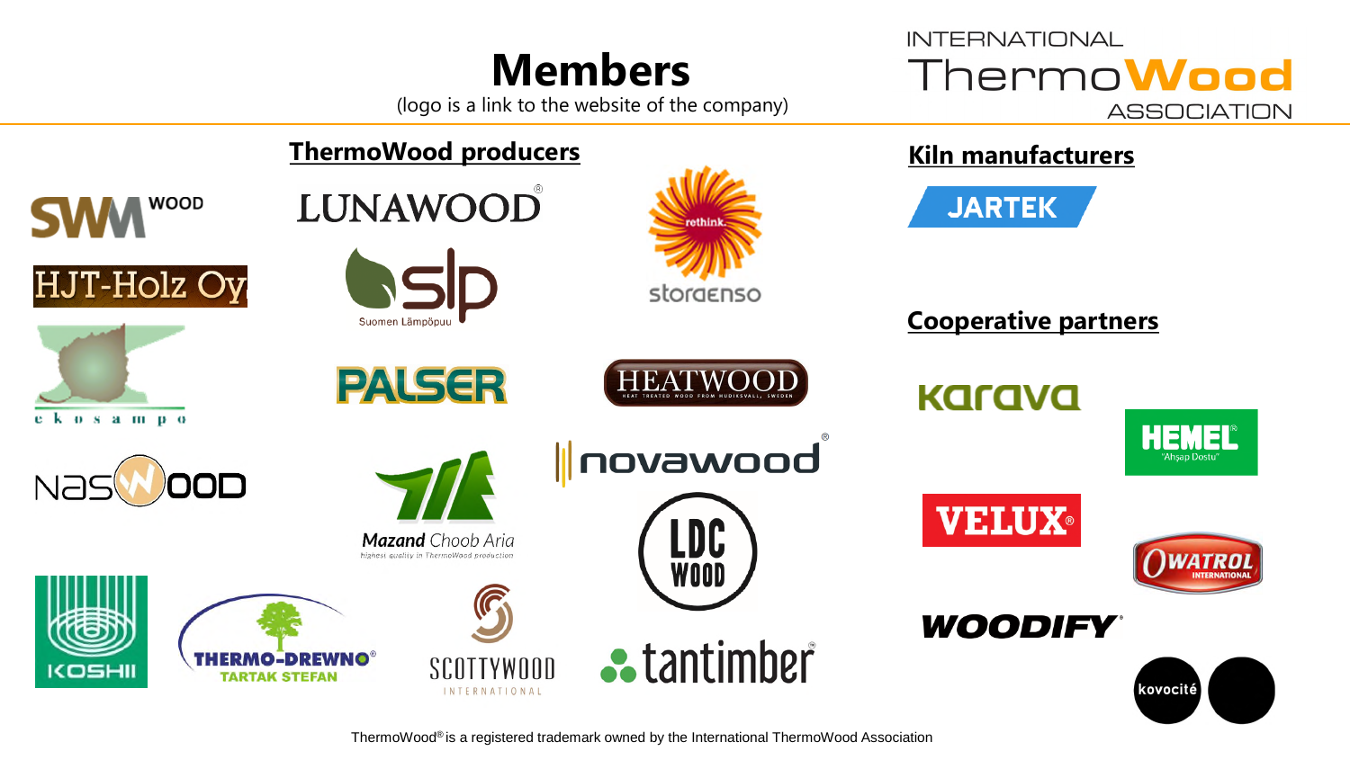# Members

(logo is a link to the website of the company)

INTERNATIONAL ThermoWood ASSOCIATION

## ThermoWood producers

- SWM WOOD
- HJT-Holz Oy
- ekosampo
- NasWOOD
- KOSHII
- THERMO-DREWNO® TARTAK STEFAN
- LUNAWOOD®
- slp Suomen Lämpöpuu
- PALSER
- Mazand Choob Aria – highest quality in ThermoWood production
- SCOTTYWOOD INTERNATIONAL
- rethink. storaenso
- HEATWOOD – HEAT TREATED WOOD FROM HUDIKSVALL, SWEDEN
- novawood®
- LDC WOOD
- tantimber®

## Kiln manufacturers

- JARTEK

## Cooperative partners

- Karava
- HEMEL® "Ahşap Dostu"
- VELUX®
- OWATROL INTERNATIONAL
- WOODIFY®
- kovocité

ThermoWood® is a registered trademark owned by the International ThermoWood Association